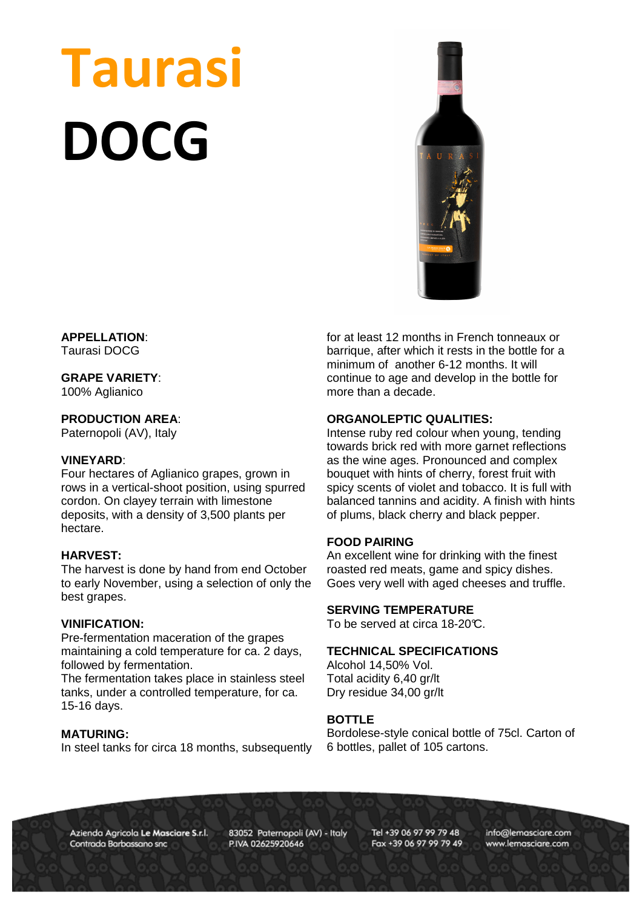# Taurasi DOCG

**APPELLATION**:
Taurasi DOCG

**GRAPE VARIETY**:
100% Aglianico

**PRODUCTION AREA**:
Paternopoli (AV), Italy

**VINEYARD**:
Four hectares of Aglianico grapes, grown in rows in a vertical-shoot position, using spurred cordon. On clayey terrain with limestone deposits, with a density of 3,500 plants per hectare.

**HARVEST:**
The harvest is done by hand from end October to early November, using a selection of only the best grapes.

**VINIFICATION:**
Pre-fermentation maceration of the grapes maintaining a cold temperature for ca. 2 days, followed by fermentation.
The fermentation takes place in stainless steel tanks, under a controlled temperature, for ca. 15-16 days.

**MATURING:**
In steel tanks for circa 18 months, subsequently for at least 12 months in French tonneaux or barrique, after which it rests in the bottle for a minimum of another 6-12 months. It will continue to age and develop in the bottle for more than a decade.

**ORGANOLEPTIC QUALITIES:**
Intense ruby red colour when young, tending towards brick red with more garnet reflections as the wine ages. Pronounced and complex bouquet with hints of cherry, forest fruit with spicy scents of violet and tobacco. It is full with balanced tannins and acidity. A finish with hints of plums, black cherry and black pepper.

**FOOD PAIRING**
An excellent wine for drinking with the finest roasted red meats, game and spicy dishes. Goes very well with aged cheeses and truffle.

**SERVING TEMPERATURE**
To be served at circa 18-20°C.

**TECHNICAL SPECIFICATIONS**
Alcohol 14,50% Vol.
Total acidity 6,40 gr/lt
Dry residue 34,00 gr/lt

**BOTTLE**
Bordolese-style conical bottle of 75cl. Carton of 6 bottles, pallet of 105 cartons.

Azienda Agricola **Le Masciare S.r.l.** Contrada Barbassano snc 83052 Paternopoli (AV) - Italy P.IVA 02625920646 Tel +39 06 97 99 79 48 Fax +39 06 97 99 79 49 info@lemasciare.com www.lemasciare.com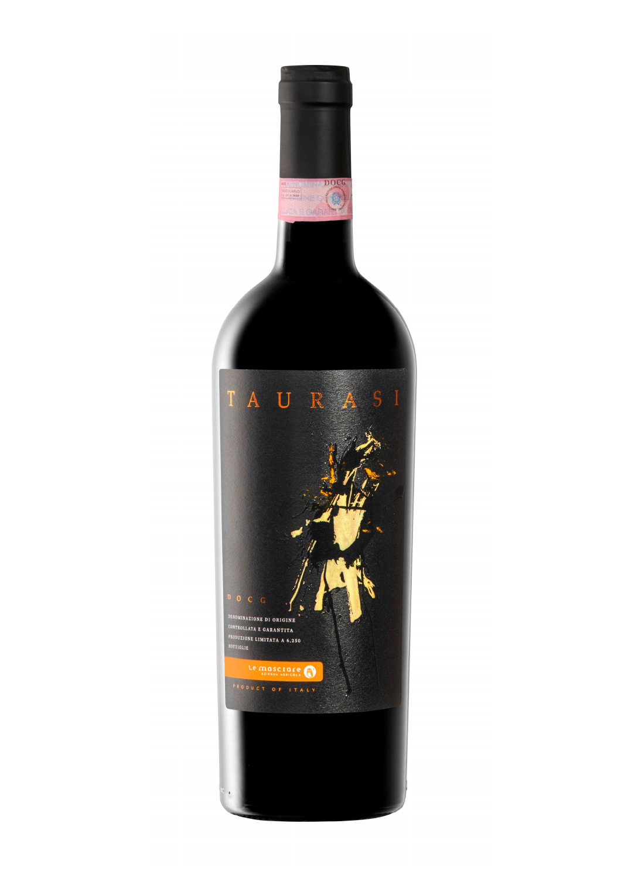TAURASI

DOCG

DENOMINAZIONE DI ORIGINE
CONTROLLATA E GARANTITA
PRODUZIONE LIMITATA A 6.250
BOTTIGLIE

Le masciare
AZIENDA AGRICOLA

PRODUCT OF ITALY